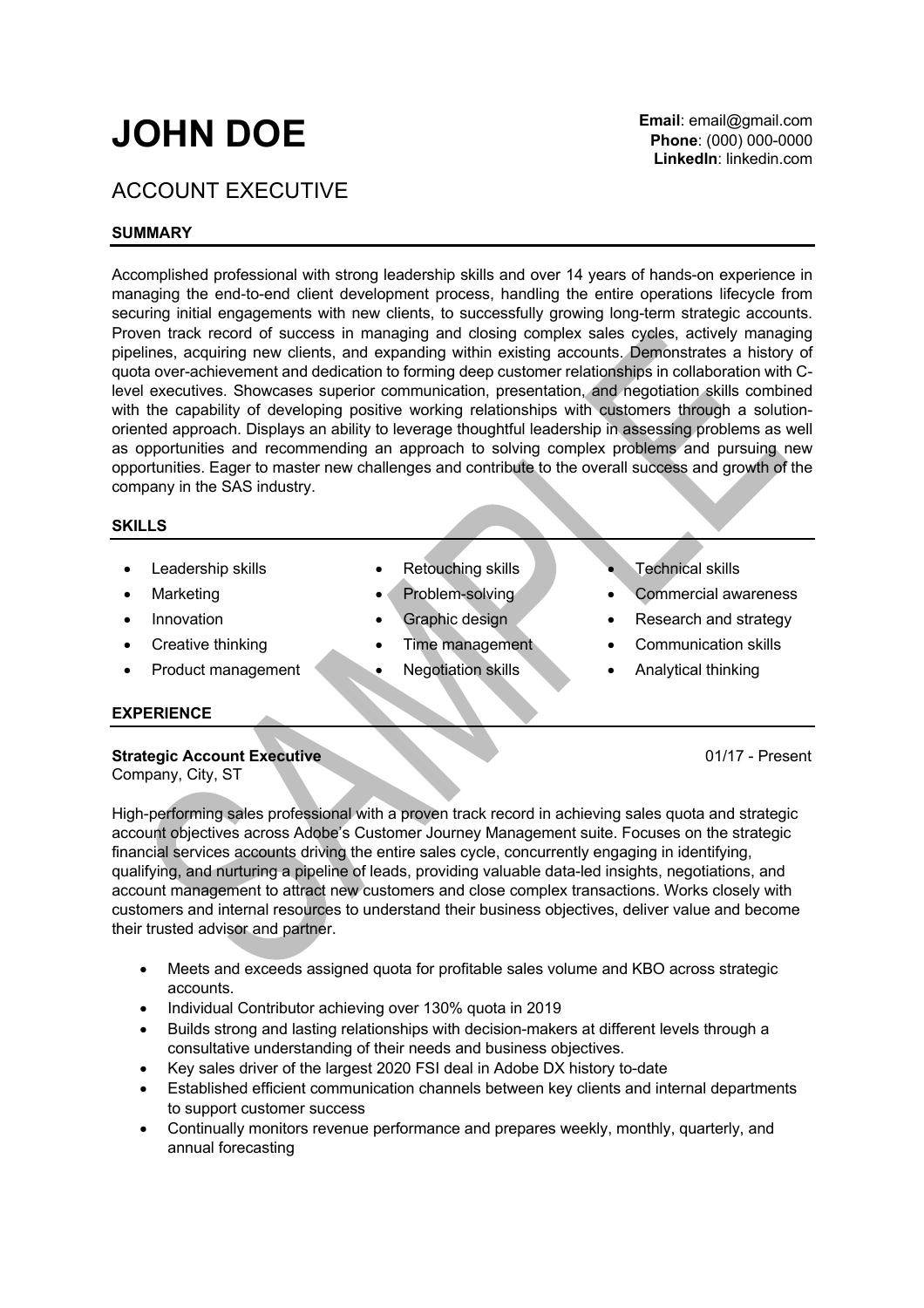# JOHN DOE

**Email**: email@gmail.com
**Phone**: (000) 000-0000
**LinkedIn**: linkedin.com

## ACCOUNT EXECUTIVE

### SUMMARY

Accomplished professional with strong leadership skills and over 14 years of hands-on experience in managing the end-to-end client development process, handling the entire operations lifecycle from securing initial engagements with new clients, to successfully growing long-term strategic accounts. Proven track record of success in managing and closing complex sales cycles, actively managing pipelines, acquiring new clients, and expanding within existing accounts. Demonstrates a history of quota over-achievement and dedication to forming deep customer relationships in collaboration with C-level executives. Showcases superior communication, presentation, and negotiation skills combined with the capability of developing positive working relationships with customers through a solution-oriented approach. Displays an ability to leverage thoughtful leadership in assessing problems as well as opportunities and recommending an approach to solving complex problems and pursuing new opportunities. Eager to master new challenges and contribute to the overall success and growth of the company in the SAS industry.

### SKILLS

- Leadership skills
- Marketing
- Innovation
- Creative thinking
- Product management
- Retouching skills
- Problem-solving
- Graphic design
- Time management
- Negotiation skills
- Technical skills
- Commercial awareness
- Research and strategy
- Communication skills
- Analytical thinking

### EXPERIENCE

**Strategic Account Executive** — 01/17 - Present
Company, City, ST

High-performing sales professional with a proven track record in achieving sales quota and strategic account objectives across Adobe's Customer Journey Management suite. Focuses on the strategic financial services accounts driving the entire sales cycle, concurrently engaging in identifying, qualifying, and nurturing a pipeline of leads, providing valuable data-led insights, negotiations, and account management to attract new customers and close complex transactions. Works closely with customers and internal resources to understand their business objectives, deliver value and become their trusted advisor and partner.

- Meets and exceeds assigned quota for profitable sales volume and KBO across strategic accounts.
- Individual Contributor achieving over 130% quota in 2019
- Builds strong and lasting relationships with decision-makers at different levels through a consultative understanding of their needs and business objectives.
- Key sales driver of the largest 2020 FSI deal in Adobe DX history to-date
- Established efficient communication channels between key clients and internal departments to support customer success
- Continually monitors revenue performance and prepares weekly, monthly, quarterly, and annual forecasting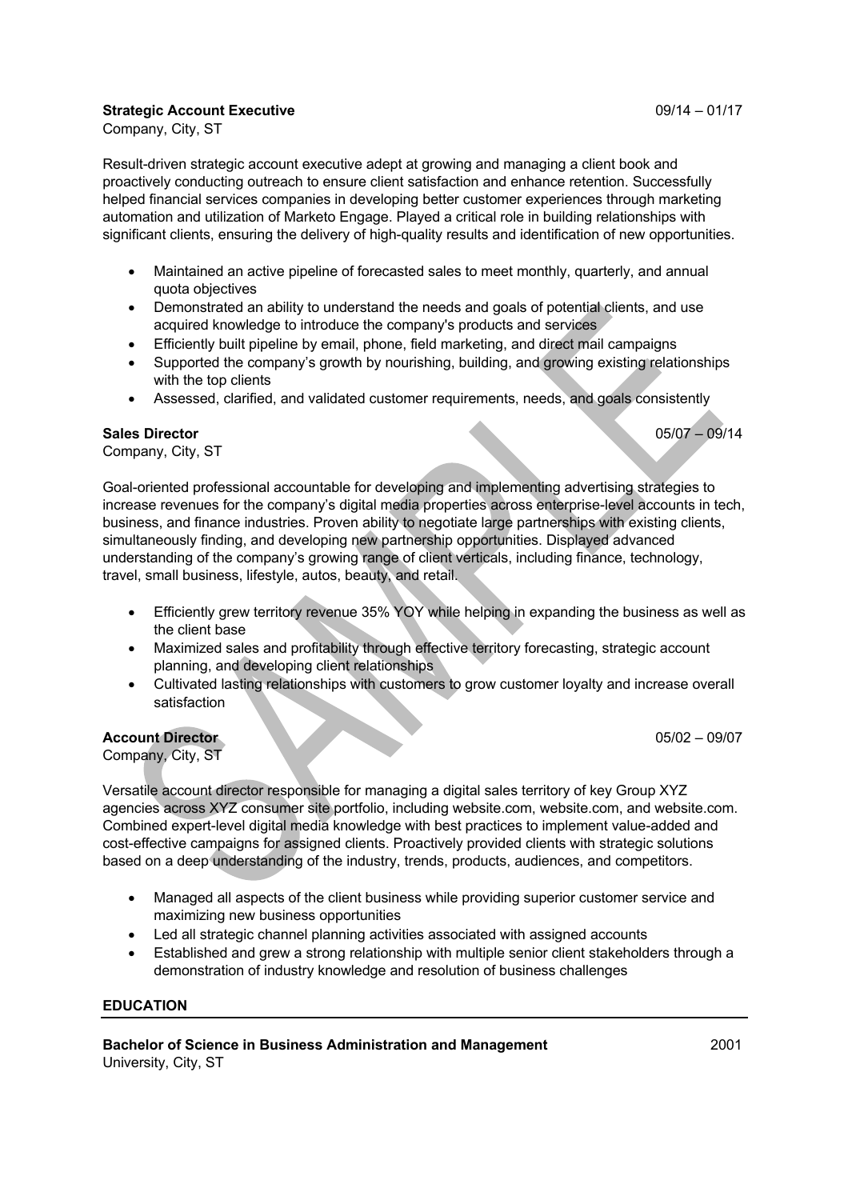**Strategic Account Executive** 09/14 – 01/17
Company, City, ST

Result-driven strategic account executive adept at growing and managing a client book and proactively conducting outreach to ensure client satisfaction and enhance retention. Successfully helped financial services companies in developing better customer experiences through marketing automation and utilization of Marketo Engage. Played a critical role in building relationships with significant clients, ensuring the delivery of high-quality results and identification of new opportunities.

- Maintained an active pipeline of forecasted sales to meet monthly, quarterly, and annual quota objectives
- Demonstrated an ability to understand the needs and goals of potential clients, and use acquired knowledge to introduce the company's products and services
- Efficiently built pipeline by email, phone, field marketing, and direct mail campaigns
- Supported the company's growth by nourishing, building, and growing existing relationships with the top clients
- Assessed, clarified, and validated customer requirements, needs, and goals consistently

**Sales Director** 05/07 – 09/14
Company, City, ST

Goal-oriented professional accountable for developing and implementing advertising strategies to increase revenues for the company's digital media properties across enterprise-level accounts in tech, business, and finance industries. Proven ability to negotiate large partnerships with existing clients, simultaneously finding, and developing new partnership opportunities. Displayed advanced understanding of the company's growing range of client verticals, including finance, technology, travel, small business, lifestyle, autos, beauty, and retail.

- Efficiently grew territory revenue 35% YOY while helping in expanding the business as well as the client base
- Maximized sales and profitability through effective territory forecasting, strategic account planning, and developing client relationships
- Cultivated lasting relationships with customers to grow customer loyalty and increase overall satisfaction

**Account Director** 05/02 – 09/07
Company, City, ST

Versatile account director responsible for managing a digital sales territory of key Group XYZ agencies across XYZ consumer site portfolio, including website.com, website.com, and website.com. Combined expert-level digital media knowledge with best practices to implement value-added and cost-effective campaigns for assigned clients. Proactively provided clients with strategic solutions based on a deep understanding of the industry, trends, products, audiences, and competitors.

- Managed all aspects of the client business while providing superior customer service and maximizing new business opportunities
- Led all strategic channel planning activities associated with assigned accounts
- Established and grew a strong relationship with multiple senior client stakeholders through a demonstration of industry knowledge and resolution of business challenges

## EDUCATION

**Bachelor of Science in Business Administration and Management** 2001
University, City, ST